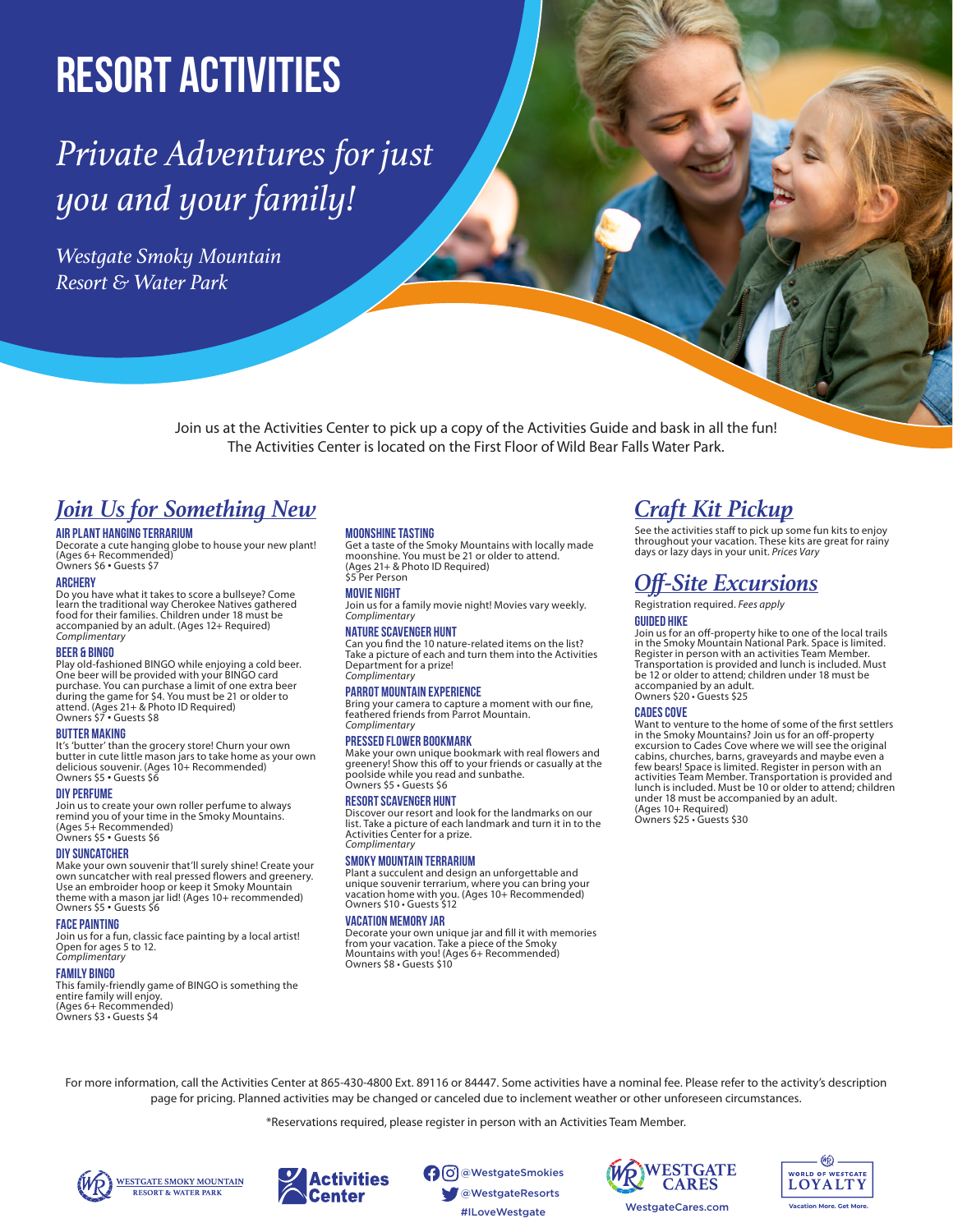# RESORT ACTIVITIES

*Private Adventures for just you and your family!*

*Westgate Smoky Mountain Resort & Water Park*

Join us at the Activities Center to pick up a copy of the Activities Guide and bask in all the fun! The Activities Center is located on the First Floor of Wild Bear Falls Water Park.

## *Join Us for Something New*

### AIR PLANT HANGING TERRARIUM
Decorate a cute hanging globe to house your new plant! (Ages 6+ Recommended)
Owners $6 • Guests $7

### ARCHERY
Do you have what it takes to score a bullseye? Come learn the traditional way Cherokee Natives gathered food for their families. Children under 18 must be accompanied by an adult. (Ages 12+ Required)
*Complimentary*

### BEER & BINGO
Play old-fashioned BINGO while enjoying a cold beer. One beer will be provided with your BINGO card purchase. You can purchase a limit of one extra beer during the game for $4. You must be 21 or older to attend. (Ages 21+ & Photo ID Required)
Owners $7 • Guests $8

### BUTTER MAKING
It's 'butter' than the grocery store! Churn your own butter in cute little mason jars to take home as your own delicious souvenir. (Ages 10+ Recommended)
Owners $5 • Guests $6

### DIY PERFUME
Join us to create your own roller perfume to always remind you of your time in the Smoky Mountains. (Ages 5+ Recommended)
Owners $5 • Guests $6

### DIY SUNCATCHER
Make your own souvenir that'll surely shine! Create your own suncatcher with real pressed flowers and greenery. Use an embroider hoop or keep it Smoky Mountain theme with a mason jar lid! (Ages 10+ recommended)
Owners $5 • Guests $6

### FACE PAINTING
Join us for a fun, classic face painting by a local artist! Open for ages 5 to 12.
*Complimentary*

### FAMILY BINGO
This family-friendly game of BINGO is something the entire family will enjoy.
(Ages 6+ Recommended)
Owners $3 • Guests $4

### MOONSHINE TASTING
Get a taste of the Smoky Mountains with locally made moonshine. You must be 21 or older to attend. (Ages 21+ & Photo ID Required)
$5 Per Person

### MOVIE NIGHT
Join us for a family movie night! Movies vary weekly.
*Complimentary*

### NATURE SCAVENGER HUNT
Can you find the 10 nature-related items on the list? Take a picture of each and turn them into the Activities Department for a prize!
*Complimentary*

### PARROT MOUNTAIN EXPERIENCE
Bring your camera to capture a moment with our fine, feathered friends from Parrot Mountain.
*Complimentary*

### PRESSED FLOWER BOOKMARK
Make your own unique bookmark with real flowers and greenery! Show this off to your friends or casually at the poolside while you read and sunbathe.
Owners $5 • Guests $6

### RESORT SCAVENGER HUNT
Discover our resort and look for the landmarks on our list. Take a picture of each landmark and turn it in to the Activities Center for a prize.
*Complimentary*

### SMOKY MOUNTAIN TERRARIUM
Plant a succulent and design an unforgettable and unique souvenir terrarium, where you can bring your vacation home with you. (Ages 10+ Recommended)
Owners $10 • Guests $12

### VACATION MEMORY JAR
Decorate your own unique jar and fill it with memories from your vacation. Take a piece of the Smoky Mountains with you! (Ages 6+ Recommended)
Owners $8 • Guests $10

## *Craft Kit Pickup*

See the activities staff to pick up some fun kits to enjoy throughout your vacation. These kits are great for rainy days or lazy days in your unit. *Prices Vary*

## *Off-Site Excursions*

Registration required. *Fees apply*

### GUIDED HIKE
Join us for an off-property hike to one of the local trails in the Smoky Mountain National Park. Space is limited. Register in person with an activities Team Member. Transportation is provided and lunch is included. Must be 12 or older to attend; children under 18 must be accompanied by an adult.
Owners $20 • Guests $25

### CADES COVE
Want to venture to the home of some of the first settlers in the Smoky Mountains? Join us for an off-property excursion to Cades Cove where we will see the original cabins, churches, barns, graveyards and maybe even a few bears! Space is limited. Register in person with an activities Team Member. Transportation is provided and lunch is included. Must be 10 or older to attend; children under 18 must be accompanied by an adult.
(Ages 10+ Required)
Owners $25 • Guests $30

For more information, call the Activities Center at 865-430-4800 Ext. 89116 or 84447. Some activities have a nominal fee. Please refer to the activity's description page for pricing. Planned activities may be changed or canceled due to inclement weather or other unforeseen circumstances.

*Reservations required, please register in person with an Activities Team Member.

WESTGATE SMOKY MOUNTAIN RESORT & WATER PARK | Activities Center | @WestgateSmokies | @WestgateResorts | #ILoveWestgate | WESTGATE CARES WestgateCares.com | WORLD OF WESTGATE LOYALTY Vacation More. Get More.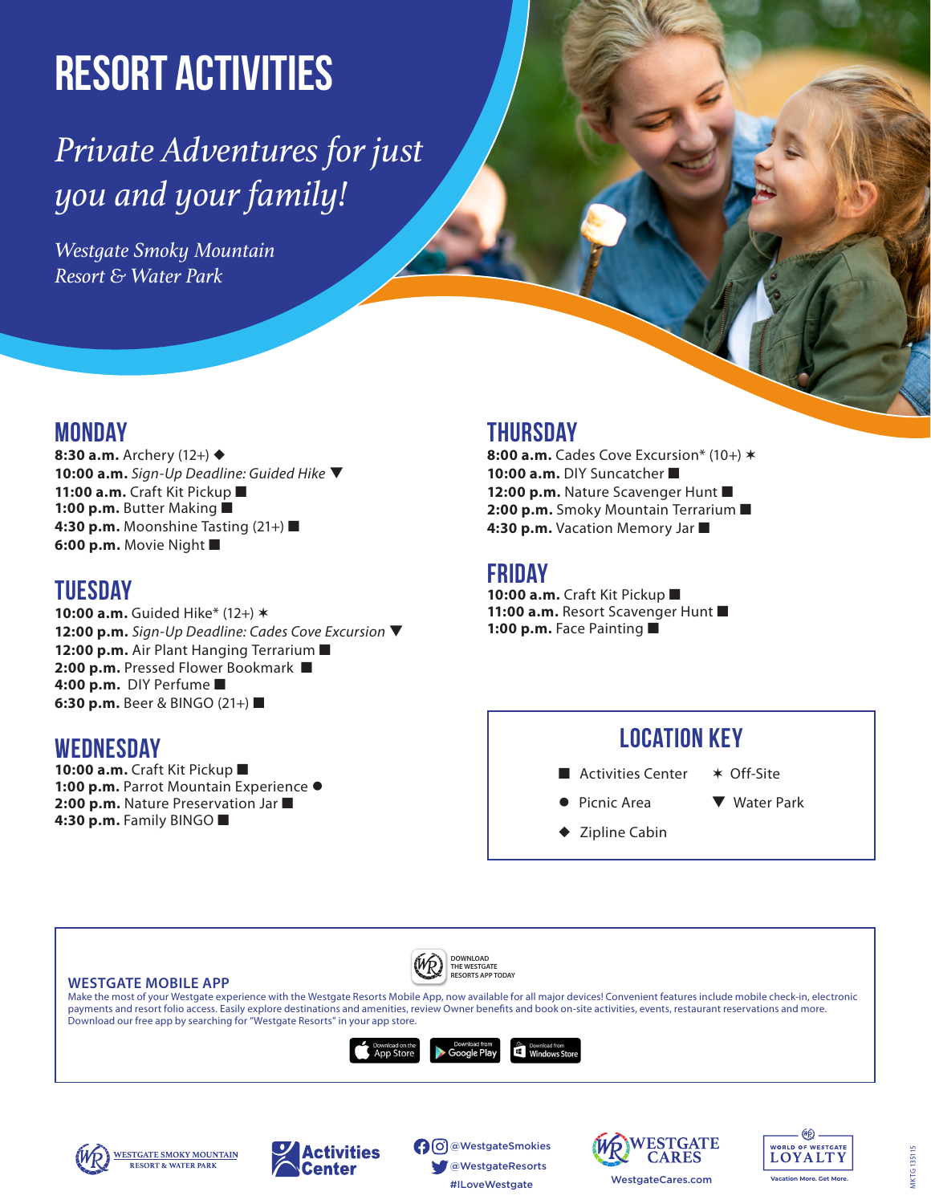# RESORT ACTIVITIES

*Private Adventures for just you and your family!*

*Westgate Smoky Mountain Resort & Water Park*

## MONDAY

**8:30 a.m.** Archery (12+) ◆
**10:00 a.m.** *Sign-Up Deadline: Guided Hike* ▼
**11:00 a.m.** Craft Kit Pickup ■
**1:00 p.m.** Butter Making ■
**4:30 p.m.** Moonshine Tasting (21+) ■
**6:00 p.m.** Movie Night ■

## TUESDAY

**10:00 a.m.** Guided Hike* (12+) ✶
**12:00 p.m.** *Sign-Up Deadline: Cades Cove Excursion* ▼
**12:00 p.m.** Air Plant Hanging Terrarium ■
**2:00 p.m.** Pressed Flower Bookmark ■
**4:00 p.m.** DIY Perfume ■
**6:30 p.m.** Beer & BINGO (21+) ■

## WEDNESDAY

**10:00 a.m.** Craft Kit Pickup ■
**1:00 p.m.** Parrot Mountain Experience ●
**2:00 p.m.** Nature Preservation Jar ■
**4:30 p.m.** Family BINGO ■

## THURSDAY

**8:00 a.m.** Cades Cove Excursion* (10+) ✶
**10:00 a.m.** DIY Suncatcher ■
**12:00 p.m.** Nature Scavenger Hunt ■
**2:00 p.m.** Smoky Mountain Terrarium ■
**4:30 p.m.** Vacation Memory Jar ■

## FRIDAY

**10:00 a.m.** Craft Kit Pickup ■
**11:00 a.m.** Resort Scavenger Hunt ■
**1:00 p.m.** Face Painting ■

## LOCATION KEY

■ Activities Center
✶ Off-Site
● Picnic Area
▼ Water Park
◆ Zipline Cabin

DOWNLOAD THE WESTGATE RESORTS APP TODAY

### WESTGATE MOBILE APP

Make the most of your Westgate experience with the Westgate Resorts Mobile App, now available for all major devices! Convenient features include mobile check-in, electronic payments and resort folio access. Easily explore destinations and amenities, review Owner benefits and book on-site activities, events, restaurant reservations and more. Download our free app by searching for "Westgate Resorts" in your app store.

Download on the App Store | Download from Google Play | Download from Windows Store

Westgate Smoky Mountain Resort & Water Park

Activities Center

@WestgateSmokies
@WestgateResorts
#ILoveWestgate

Westgate Cares
WestgateCares.com

World of Westgate Loyalty
Vacation More. Get More.

MKTG 13515